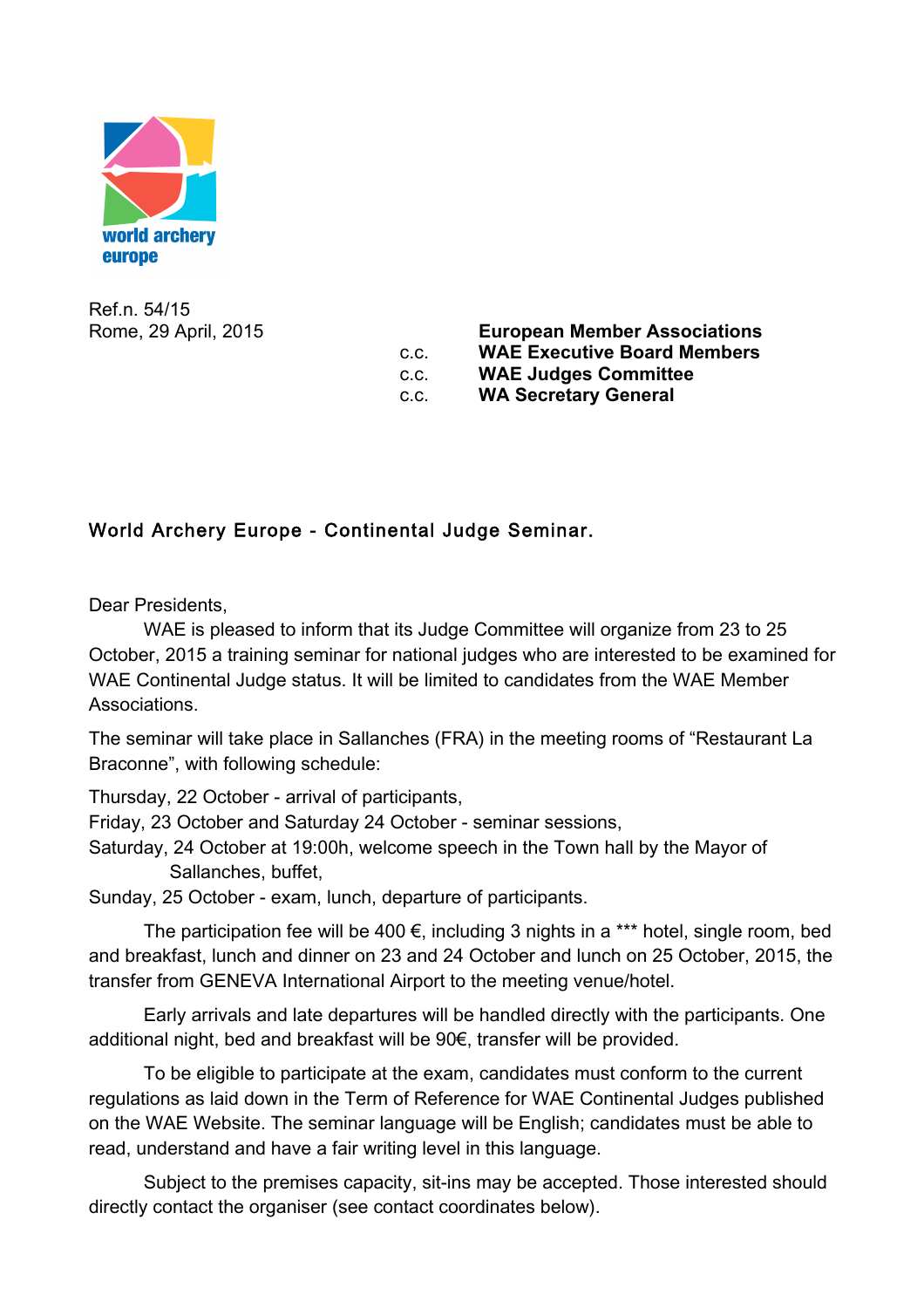world archery europe

Ref.n. 54/15
Rome, 29 April, 2015

**European Member Associations**
c.c. **WAE Executive Board Members**
c.c. **WAE Judges Committee**
c.c. **WA Secretary General**

## World Archery Europe - Continental Judge Seminar.

Dear Presidents,

WAE is pleased to inform that its Judge Committee will organize from 23 to 25 October, 2015 a training seminar for national judges who are interested to be examined for WAE Continental Judge status. It will be limited to candidates from the WAE Member Associations.

The seminar will take place in Sallanches (FRA) in the meeting rooms of "Restaurant La Braconne", with following schedule:

Thursday, 22 October - arrival of participants,
Friday, 23 October and Saturday 24 October - seminar sessions,
Saturday, 24 October at 19:00h, welcome speech in the Town hall by the Mayor of Sallanches, buffet,
Sunday, 25 October - exam, lunch, departure of participants.

The participation fee will be 400 €, including 3 nights in a *** hotel, single room, bed and breakfast, lunch and dinner on 23 and 24 October and lunch on 25 October, 2015, the transfer from GENEVA International Airport to the meeting venue/hotel.

Early arrivals and late departures will be handled directly with the participants. One additional night, bed and breakfast will be 90€, transfer will be provided.

To be eligible to participate at the exam, candidates must conform to the current regulations as laid down in the Term of Reference for WAE Continental Judges published on the WAE Website. The seminar language will be English; candidates must be able to read, understand and have a fair writing level in this language.

Subject to the premises capacity, sit-ins may be accepted. Those interested should directly contact the organiser (see contact coordinates below).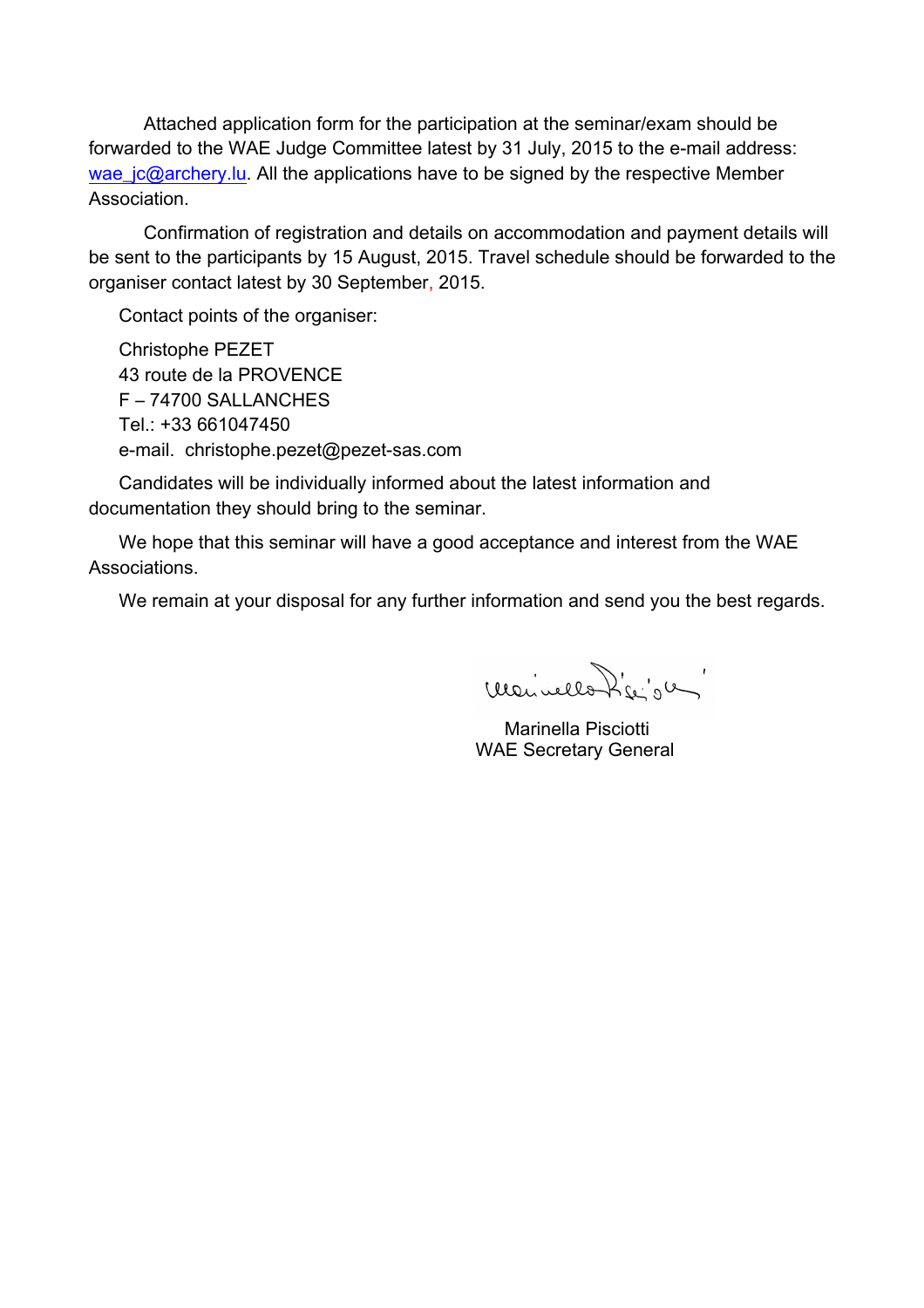Attached application form for the participation at the seminar/exam should be forwarded to the WAE Judge Committee latest by 31 July, 2015 to the e-mail address: wae_jc@archery.lu. All the applications have to be signed by the respective Member Association.

Confirmation of registration and details on accommodation and payment details will be sent to the participants by 15 August, 2015. Travel schedule should be forwarded to the organiser contact latest by 30 September, 2015.

Contact points of the organiser:

Christophe PEZET  
43 route de la PROVENCE  
F – 74700 SALLANCHES  
Tel.: +33 661047450  
e-mail. christophe.pezet@pezet-sas.com

Candidates will be individually informed about the latest information and documentation they should bring to the seminar.

We hope that this seminar will have a good acceptance and interest from the WAE Associations.

We remain at your disposal for any further information and send you the best regards.

Marinella Pisciotti  
WAE Secretary General